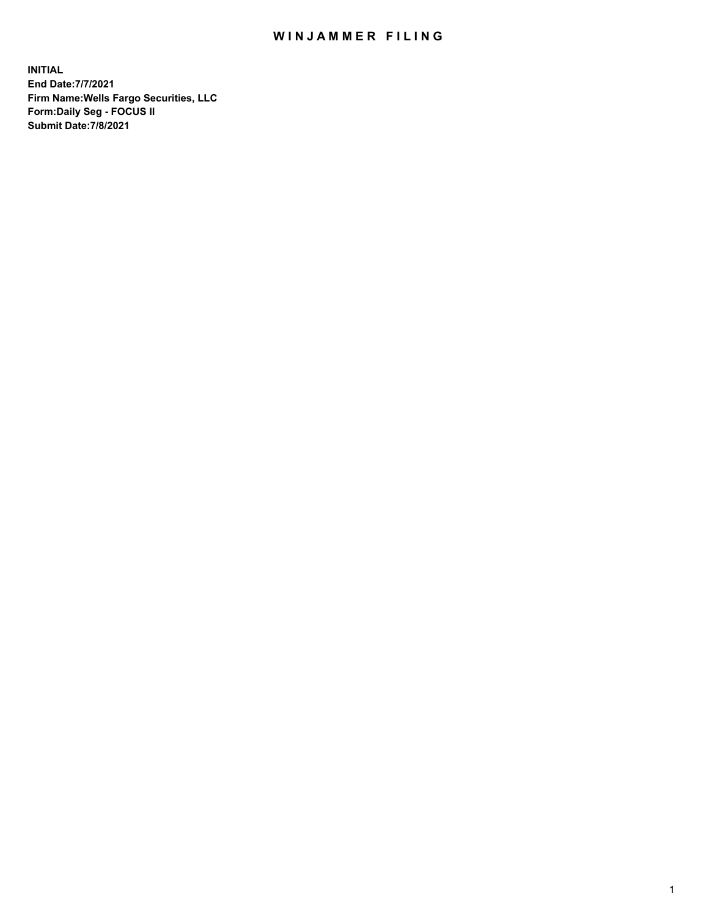# WINJAMMER FILING

**INITIAL**
**End Date:7/7/2021**
**Firm Name:Wells Fargo Securities, LLC**
**Form:Daily Seg - FOCUS II**
**Submit Date:7/8/2021**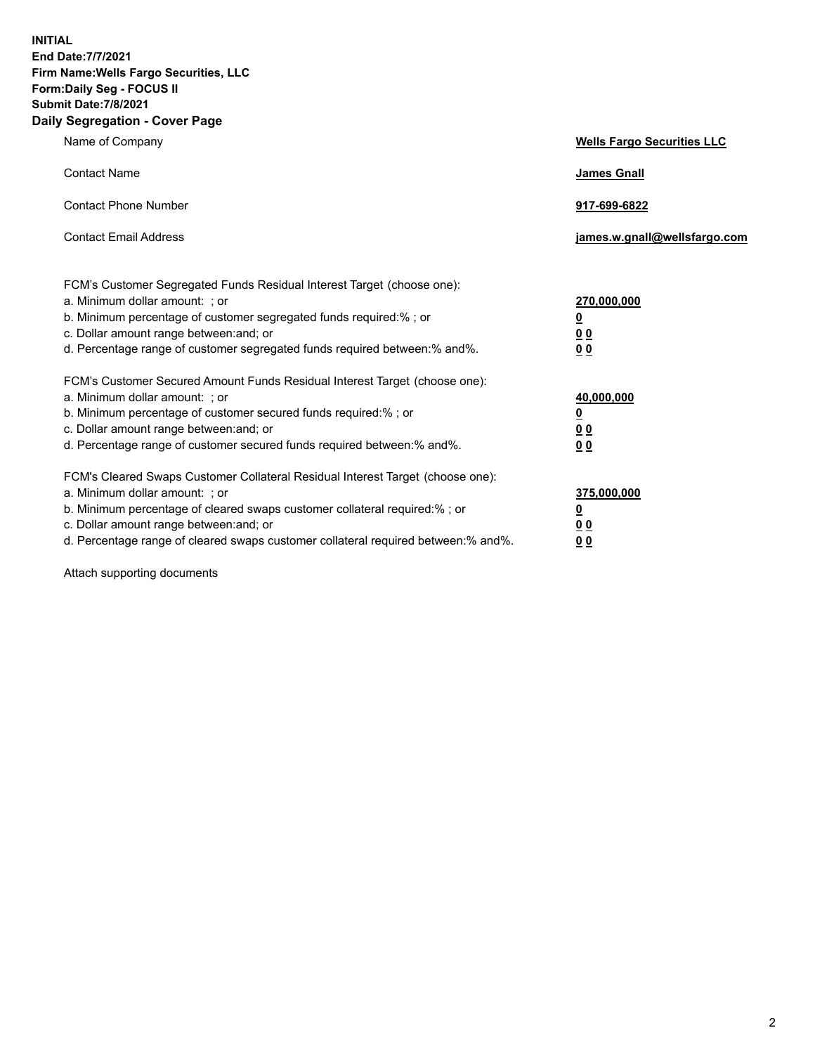**INITIAL**
**End Date:7/7/2021**
**Firm Name:Wells Fargo Securities, LLC**
**Form:Daily Seg - FOCUS II**
**Submit Date:7/8/2021**

## Daily Segregation - Cover Page

| | |
|---|---|
| Name of Company | **Wells Fargo Securities LLC** |
| Contact Name | **James Gnall** |
| Contact Phone Number | **917-699-6822** |
| Contact Email Address | **james.w.gnall@wellsfargo.com** |

| | |
|---|---|
| FCM's Customer Segregated Funds Residual Interest Target (choose one): | |
| a. Minimum dollar amount: ; or | **270,000,000** |
| b. Minimum percentage of customer segregated funds required:% ; or | **0** |
| c. Dollar amount range between:and; or | **0 0** |
| d. Percentage range of customer segregated funds required between:% and%. | **0 0** |
| FCM's Customer Secured Amount Funds Residual Interest Target (choose one): | |
| a. Minimum dollar amount: ; or | **40,000,000** |
| b. Minimum percentage of customer secured funds required:% ; or | **0** |
| c. Dollar amount range between:and; or | **0 0** |
| d. Percentage range of customer secured funds required between:% and%. | **0 0** |
| FCM's Cleared Swaps Customer Collateral Residual Interest Target (choose one): | |
| a. Minimum dollar amount: ; or | **375,000,000** |
| b. Minimum percentage of cleared swaps customer collateral required:% ; or | **0** |
| c. Dollar amount range between:and; or | **0 0** |
| d. Percentage range of cleared swaps customer collateral required between:% and%. | **0 0** |

Attach supporting documents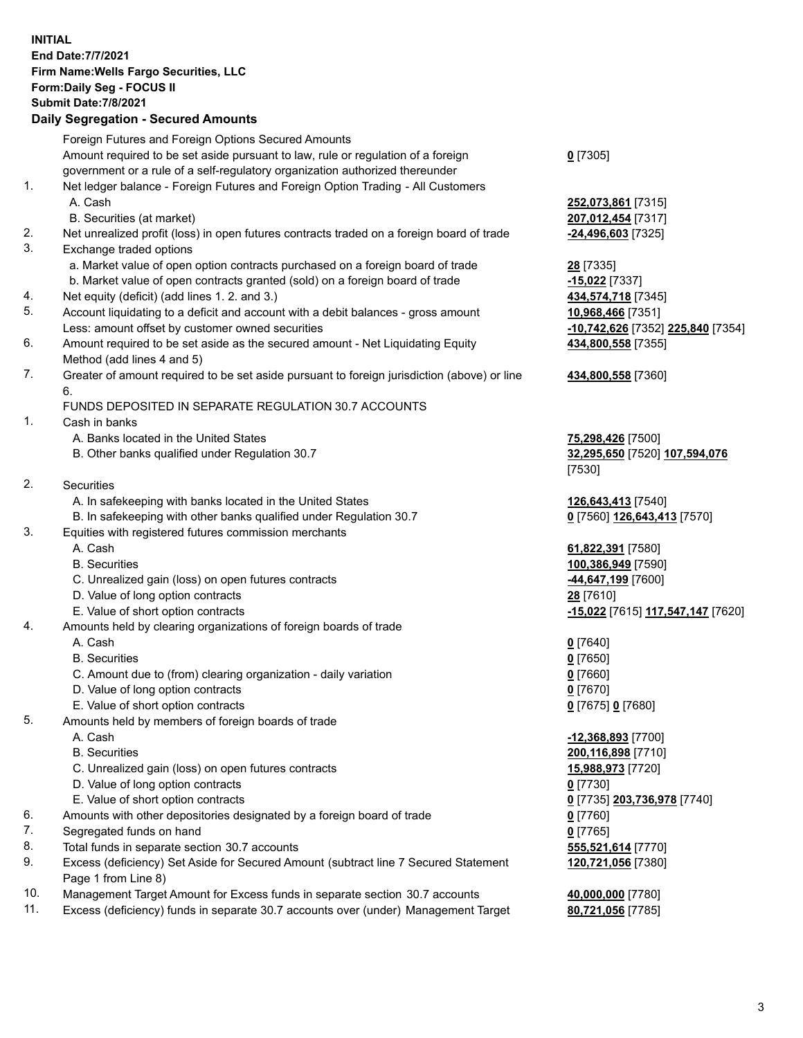**INITIAL**
**End Date:7/7/2021**
**Firm Name:Wells Fargo Securities, LLC**
**Form:Daily Seg - FOCUS II**
**Submit Date:7/8/2021**

## Daily Segregation - Secured Amounts

| | | |
|---|---|---|
| | Foreign Futures and Foreign Options Secured Amounts | |
| | Amount required to be set aside pursuant to law, rule or regulation of a foreign government or a rule of a self-regulatory organization authorized thereunder | **0** [7305] |
| 1. | Net ledger balance - Foreign Futures and Foreign Option Trading - All Customers | |
| | A. Cash | **252,073,861** [7315] |
| | B. Securities (at market) | **207,012,454** [7317] |
| 2. | Net unrealized profit (loss) in open futures contracts traded on a foreign board of trade | **-24,496,603** [7325] |
| 3. | Exchange traded options | |
| | a. Market value of open option contracts purchased on a foreign board of trade | **28** [7335] |
| | b. Market value of open contracts granted (sold) on a foreign board of trade | **-15,022** [7337] |
| 4. | Net equity (deficit) (add lines 1. 2. and 3.) | **434,574,718** [7345] |
| 5. | Account liquidating to a deficit and account with a debit balances - gross amount | **10,968,466** [7351] |
| | Less: amount offset by customer owned securities | **-10,742,626** [7352] **225,840** [7354] |
| 6. | Amount required to be set aside as the secured amount - Net Liquidating Equity Method (add lines 4 and 5) | **434,800,558** [7355] |
| 7. | Greater of amount required to be set aside pursuant to foreign jurisdiction (above) or line 6. | **434,800,558** [7360] |
| | FUNDS DEPOSITED IN SEPARATE REGULATION 30.7 ACCOUNTS | |
| 1. | Cash in banks | |
| | A. Banks located in the United States | **75,298,426** [7500] |
| | B. Other banks qualified under Regulation 30.7 | **32,295,650** [7520] **107,594,076** [7530] |
| 2. | Securities | |
| | A. In safekeeping with banks located in the United States | **126,643,413** [7540] |
| | B. In safekeeping with other banks qualified under Regulation 30.7 | **0** [7560] **126,643,413** [7570] |
| 3. | Equities with registered futures commission merchants | |
| | A. Cash | **61,822,391** [7580] |
| | B. Securities | **100,386,949** [7590] |
| | C. Unrealized gain (loss) on open futures contracts | **-44,647,199** [7600] |
| | D. Value of long option contracts | **28** [7610] |
| | E. Value of short option contracts | **-15,022** [7615] **117,547,147** [7620] |
| 4. | Amounts held by clearing organizations of foreign boards of trade | |
| | A. Cash | **0** [7640] |
| | B. Securities | **0** [7650] |
| | C. Amount due to (from) clearing organization - daily variation | **0** [7660] |
| | D. Value of long option contracts | **0** [7670] |
| | E. Value of short option contracts | **0** [7675] **0** [7680] |
| 5. | Amounts held by members of foreign boards of trade | |
| | A. Cash | **-12,368,893** [7700] |
| | B. Securities | **200,116,898** [7710] |
| | C. Unrealized gain (loss) on open futures contracts | **15,988,973** [7720] |
| | D. Value of long option contracts | **0** [7730] |
| | E. Value of short option contracts | **0** [7735] **203,736,978** [7740] |
| 6. | Amounts with other depositories designated by a foreign board of trade | **0** [7760] |
| 7. | Segregated funds on hand | **0** [7765] |
| 8. | Total funds in separate section 30.7 accounts | **555,521,614** [7770] |
| 9. | Excess (deficiency) Set Aside for Secured Amount (subtract line 7 Secured Statement Page 1 from Line 8) | **120,721,056** [7380] |
| 10. | Management Target Amount for Excess funds in separate section 30.7 accounts | **40,000,000** [7780] |
| 11. | Excess (deficiency) funds in separate 30.7 accounts over (under) Management Target | **80,721,056** [7785] |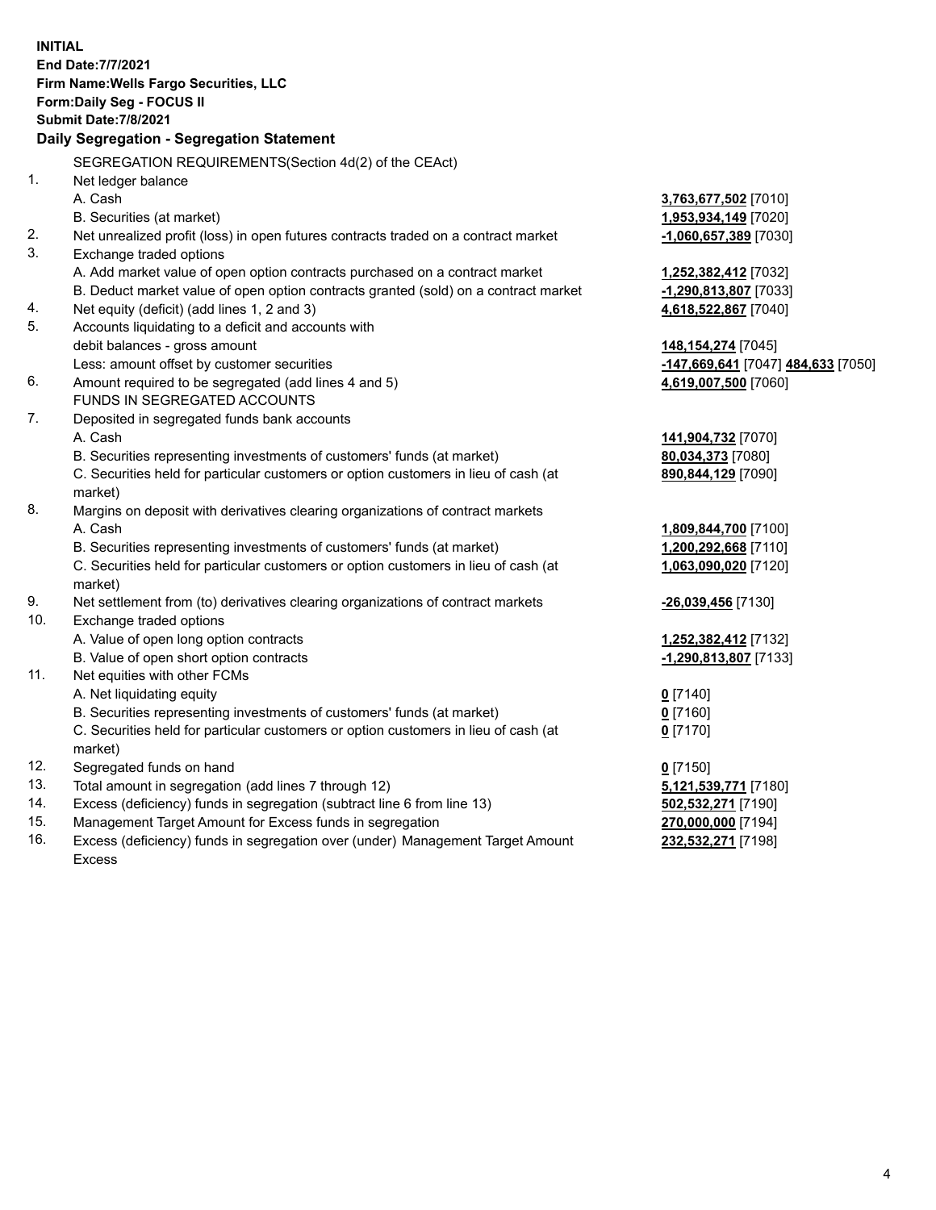**INITIAL**
**End Date:7/7/2021**
**Firm Name:Wells Fargo Securities, LLC**
**Form:Daily Seg - FOCUS II**
**Submit Date:7/8/2021**
**Daily Segregation - Segregation Statement**

SEGREGATION REQUIREMENTS(Section 4d(2) of the CEAct)

| | | |
|---|---|---|
| 1. | Net ledger balance | |
| | A. Cash | **3,763,677,502** [7010] |
| | B. Securities (at market) | **1,953,934,149** [7020] |
| 2. | Net unrealized profit (loss) in open futures contracts traded on a contract market | **-1,060,657,389** [7030] |
| 3. | Exchange traded options | |
| | A. Add market value of open option contracts purchased on a contract market | **1,252,382,412** [7032] |
| | B. Deduct market value of open option contracts granted (sold) on a contract market | **-1,290,813,807** [7033] |
| 4. | Net equity (deficit) (add lines 1, 2 and 3) | **4,618,522,867** [7040] |
| 5. | Accounts liquidating to a deficit and accounts with debit balances - gross amount | **148,154,274** [7045] |
| | Less: amount offset by customer securities | **-147,669,641** [7047] **484,633** [7050] |
| 6. | Amount required to be segregated (add lines 4 and 5) | **4,619,007,500** [7060] |
| | FUNDS IN SEGREGATED ACCOUNTS | |
| 7. | Deposited in segregated funds bank accounts | |
| | A. Cash | **141,904,732** [7070] |
| | B. Securities representing investments of customers' funds (at market) | **80,034,373** [7080] |
| | C. Securities held for particular customers or option customers in lieu of cash (at market) | **890,844,129** [7090] |
| 8. | Margins on deposit with derivatives clearing organizations of contract markets | |
| | A. Cash | **1,809,844,700** [7100] |
| | B. Securities representing investments of customers' funds (at market) | **1,200,292,668** [7110] |
| | C. Securities held for particular customers or option customers in lieu of cash (at market) | **1,063,090,020** [7120] |
| 9. | Net settlement from (to) derivatives clearing organizations of contract markets | **-26,039,456** [7130] |
| 10. | Exchange traded options | |
| | A. Value of open long option contracts | **1,252,382,412** [7132] |
| | B. Value of open short option contracts | **-1,290,813,807** [7133] |
| 11. | Net equities with other FCMs | |
| | A. Net liquidating equity | **0** [7140] |
| | B. Securities representing investments of customers' funds (at market) | **0** [7160] |
| | C. Securities held for particular customers or option customers in lieu of cash (at market) | **0** [7170] |
| 12. | Segregated funds on hand | **0** [7150] |
| 13. | Total amount in segregation (add lines 7 through 12) | **5,121,539,771** [7180] |
| 14. | Excess (deficiency) funds in segregation (subtract line 6 from line 13) | **502,532,271** [7190] |
| 15. | Management Target Amount for Excess funds in segregation | **270,000,000** [7194] |
| 16. | Excess (deficiency) funds in segregation over (under) Management Target Amount Excess | **232,532,271** [7198] |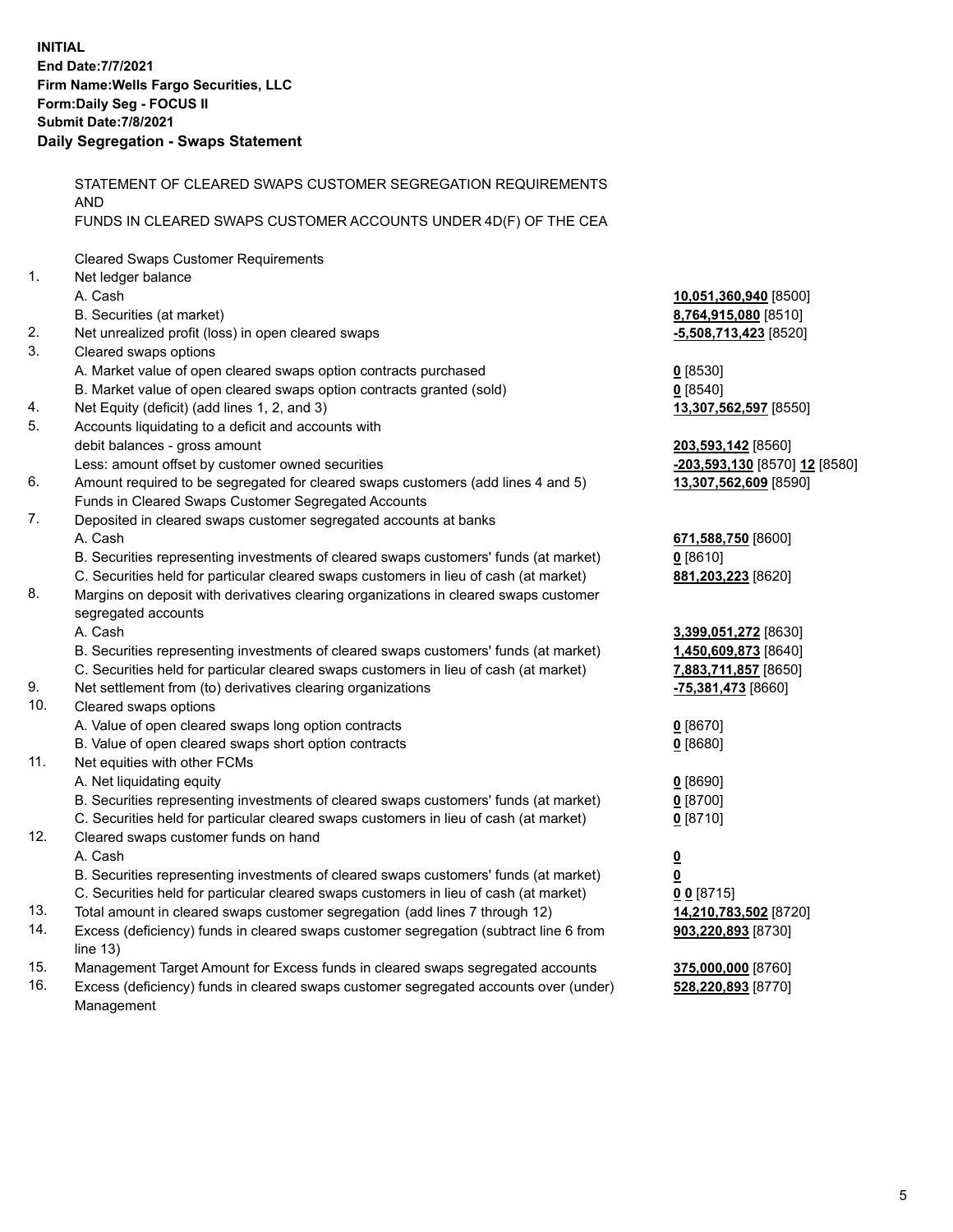**INITIAL**
**End Date:7/7/2021**
**Firm Name:Wells Fargo Securities, LLC**
**Form:Daily Seg - FOCUS II**
**Submit Date:7/8/2021**
**Daily Segregation - Swaps Statement**

STATEMENT OF CLEARED SWAPS CUSTOMER SEGREGATION REQUIREMENTS AND FUNDS IN CLEARED SWAPS CUSTOMER ACCOUNTS UNDER 4D(F) OF THE CEA

| | | |
|---|---|---|
| | Cleared Swaps Customer Requirements | |
| 1. | Net ledger balance | |
| | A. Cash | **10,051,360,940** [8500] |
| | B. Securities (at market) | **8,764,915,080** [8510] |
| 2. | Net unrealized profit (loss) in open cleared swaps | **-5,508,713,423** [8520] |
| 3. | Cleared swaps options | |
| | A. Market value of open cleared swaps option contracts purchased | **0** [8530] |
| | B. Market value of open cleared swaps option contracts granted (sold) | **0** [8540] |
| 4. | Net Equity (deficit) (add lines 1, 2, and 3) | **13,307,562,597** [8550] |
| 5. | Accounts liquidating to a deficit and accounts with debit balances - gross amount | **203,593,142** [8560] |
| | Less: amount offset by customer owned securities | **-203,593,130** [8570] **12** [8580] |
| 6. | Amount required to be segregated for cleared swaps customers (add lines 4 and 5) | **13,307,562,609** [8590] |
| | Funds in Cleared Swaps Customer Segregated Accounts | |
| 7. | Deposited in cleared swaps customer segregated accounts at banks | |
| | A. Cash | **671,588,750** [8600] |
| | B. Securities representing investments of cleared swaps customers' funds (at market) | **0** [8610] |
| | C. Securities held for particular cleared swaps customers in lieu of cash (at market) | **881,203,223** [8620] |
| 8. | Margins on deposit with derivatives clearing organizations in cleared swaps customer segregated accounts | |
| | A. Cash | **3,399,051,272** [8630] |
| | B. Securities representing investments of cleared swaps customers' funds (at market) | **1,450,609,873** [8640] |
| | C. Securities held for particular cleared swaps customers in lieu of cash (at market) | **7,883,711,857** [8650] |
| 9. | Net settlement from (to) derivatives clearing organizations | **-75,381,473** [8660] |
| 10. | Cleared swaps options | |
| | A. Value of open cleared swaps long option contracts | **0** [8670] |
| | B. Value of open cleared swaps short option contracts | **0** [8680] |
| 11. | Net equities with other FCMs | |
| | A. Net liquidating equity | **0** [8690] |
| | B. Securities representing investments of cleared swaps customers' funds (at market) | **0** [8700] |
| | C. Securities held for particular cleared swaps customers in lieu of cash (at market) | **0** [8710] |
| 12. | Cleared swaps customer funds on hand | |
| | A. Cash | **0** |
| | B. Securities representing investments of cleared swaps customers' funds (at market) | **0** |
| | C. Securities held for particular cleared swaps customers in lieu of cash (at market) | **0** **0** [8715] |
| 13. | Total amount in cleared swaps customer segregation (add lines 7 through 12) | **14,210,783,502** [8720] |
| 14. | Excess (deficiency) funds in cleared swaps customer segregation (subtract line 6 from line 13) | **903,220,893** [8730] |
| 15. | Management Target Amount for Excess funds in cleared swaps segregated accounts | **375,000,000** [8760] |
| 16. | Excess (deficiency) funds in cleared swaps customer segregated accounts over (under) Management | **528,220,893** [8770] |